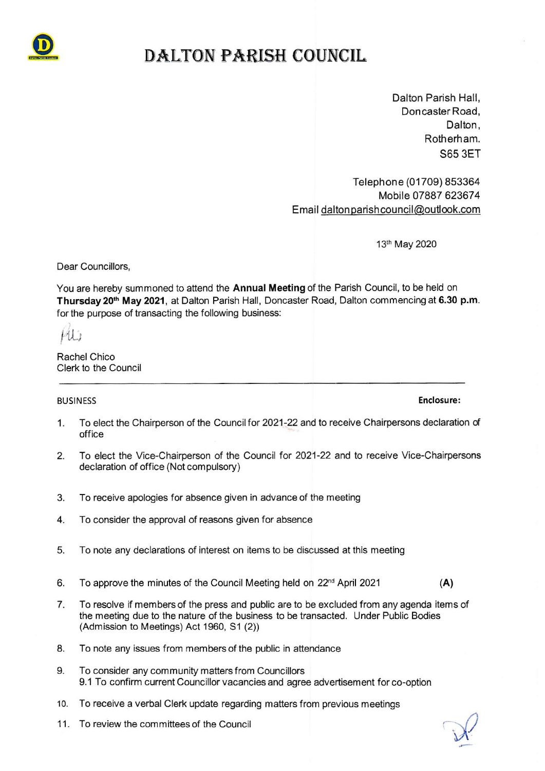// Dalton Parish Council annual meeting summons, page 1 of 6 //

# DALTON PARISH COUNCIL

Dalton Parish Hall,
Doncaster Road,
Dalton,
Rotherham.
S65 3ET

Telephone (01709) 853364
Mobile 07887 623674
Email daltonparishcouncil@outlook.com

13th May 2020

Dear Councillors,

You are hereby summoned to attend the **Annual Meeting** of the Parish Council, to be held on **Thursday 20th May 2021**, at Dalton Parish Hall, Doncaster Road, Dalton commencing at **6.30 p.m.** for the purpose of transacting the following business:

Rachel Chico
Clerk to the Council

---

BUSINESS **Enclosure:**

1. To elect the Chairperson of the Council for 2021-22 and to receive Chairpersons declaration of office
2. To elect the Vice-Chairperson of the Council for 2021-22 and to receive Vice-Chairpersons declaration of office (Not compulsory)
3. To receive apologies for absence given in advance of the meeting
4. To consider the approval of reasons given for absence
5. To note any declarations of interest on items to be discussed at this meeting
6. To approve the minutes of the Council Meeting held on 22nd April 2021 **(A)**
7. To resolve if members of the press and public are to be excluded from any agenda items of the meeting due to the nature of the business to be transacted. Under Public Bodies (Admission to Meetings) Act 1960, S1 (2))
8. To note any issues from members of the public in attendance
9. To consider any community matters from Councillors
   9.1 To confirm current Councillor vacancies and agree advertisement for co-option
10. To receive a verbal Clerk update regarding matters from previous meetings
11. To review the committees of the Council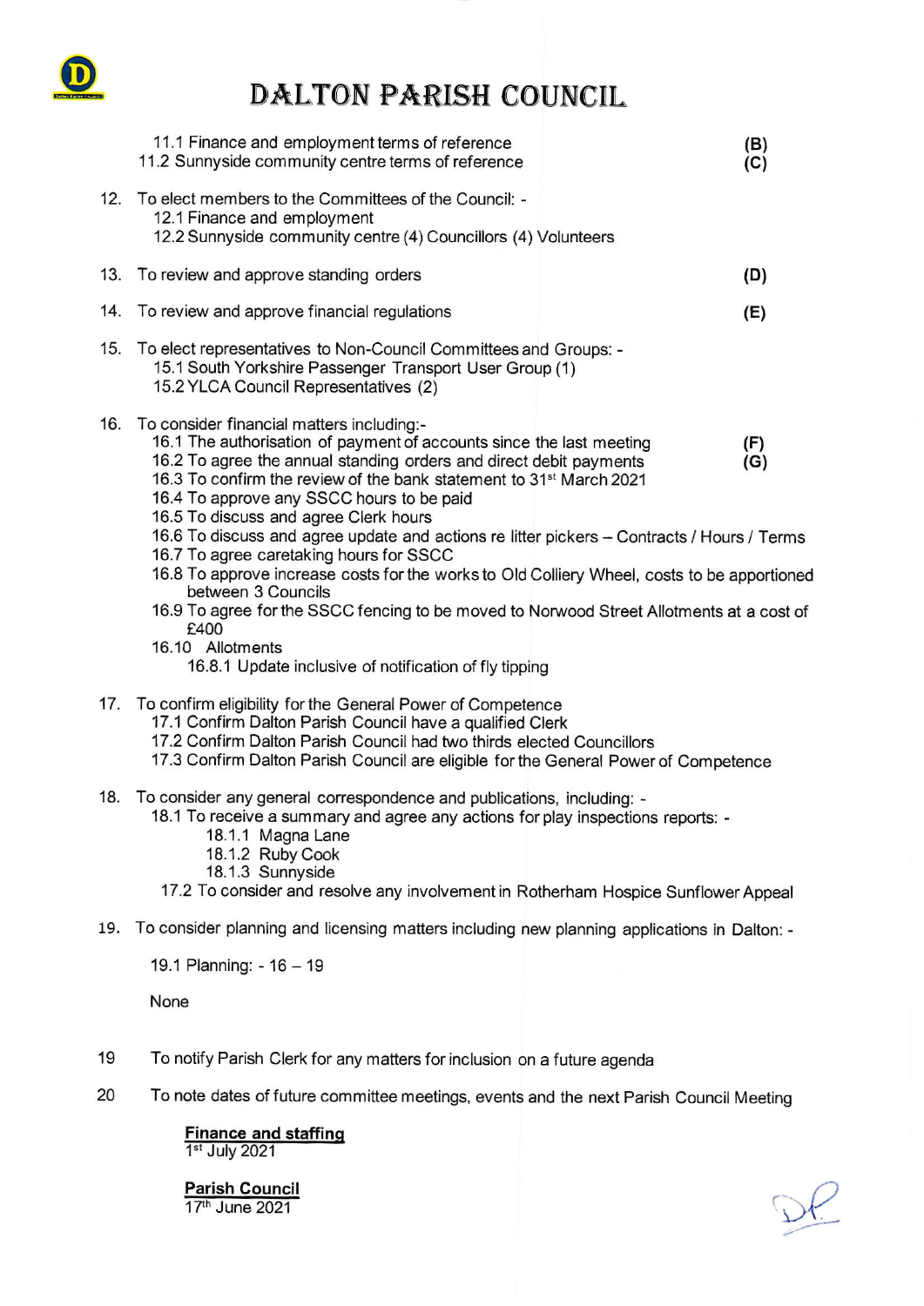# DALTON PARISH COUNCIL

- 11.1 Finance and employment terms of reference **(B)**
- 11.2 Sunnyside community centre terms of reference **(C)**

12. To elect members to the Committees of the Council: -
    - 12.1 Finance and employment
    - 12.2 Sunnyside community centre (4) Councillors (4) Volunteers

13. To review and approve standing orders **(D)**

14. To review and approve financial regulations **(E)**

15. To elect representatives to Non-Council Committees and Groups: -
    - 15.1 South Yorkshire Passenger Transport User Group (1)
    - 15.2 YLCA Council Representatives (2)

16. To consider financial matters including:-
    - 16.1 The authorisation of payment of accounts since the last meeting **(F)**
    - 16.2 To agree the annual standing orders and direct debit payments **(G)**
    - 16.3 To confirm the review of the bank statement to 31st March 2021
    - 16.4 To approve any SSCC hours to be paid
    - 16.5 To discuss and agree Clerk hours
    - 16.6 To discuss and agree update and actions re litter pickers – Contracts / Hours / Terms
    - 16.7 To agree caretaking hours for SSCC
    - 16.8 To approve increase costs for the works to Old Colliery Wheel, costs to be apportioned between 3 Councils
    - 16.9 To agree for the SSCC fencing to be moved to Norwood Street Allotments at a cost of £400
    - 16.10 Allotments
        - 16.8.1 Update inclusive of notification of fly tipping

17. To confirm eligibility for the General Power of Competence
    - 17.1 Confirm Dalton Parish Council have a qualified Clerk
    - 17.2 Confirm Dalton Parish Council had two thirds elected Councillors
    - 17.3 Confirm Dalton Parish Council are eligible for the General Power of Competence

18. To consider any general correspondence and publications, including: -
    - 18.1 To receive a summary and agree any actions for play inspections reports: -
        - 18.1.1 Magna Lane
        - 18.1.2 Ruby Cook
        - 18.1.3 Sunnyside
    - 17.2 To consider and resolve any involvement in Rotherham Hospice Sunflower Appeal

19. To consider planning and licensing matters including new planning applications in Dalton: -

    19.1 Planning: - 16 – 19

    None

19 To notify Parish Clerk for any matters for inclusion on a future agenda

20 To note dates of future committee meetings, events and the next Parish Council Meeting

**Finance and staffing**
1st July 2021

**Parish Council**
17th June 2021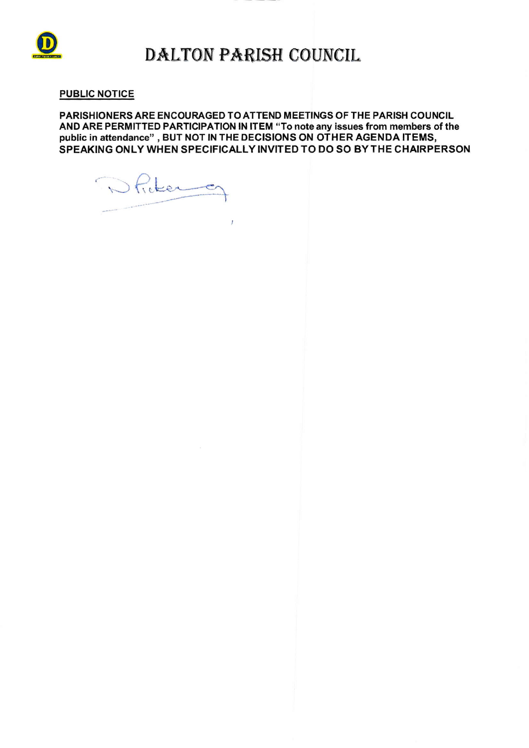# DALTON PARISH COUNCIL

**PUBLIC NOTICE**

**PARISHIONERS ARE ENCOURAGED TO ATTEND MEETINGS OF THE PARISH COUNCIL AND ARE PERMITTED PARTICIPATION IN ITEM "To note any issues from members of the public in attendance" , BUT NOT IN THE DECISIONS ON OTHER AGENDA ITEMS, SPEAKING ONLY WHEN SPECIFICALLY INVITED TO DO SO BY THE CHAIRPERSON**

D Pickering